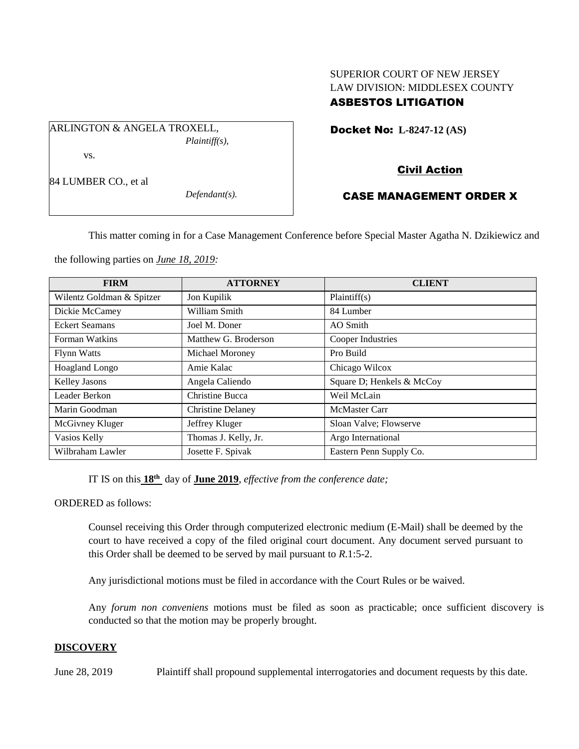SUPERIOR COURT OF NEW JERSEY
LAW DIVISION: MIDDLESEX COUNTY
**ASBESTOS LITIGATION**

ARLINGTON & ANGELA TROXELL,
*Plaintiff(s),*

vs.

84 LUMBER CO., et al
*Defendant(s).*

**Docket No: L-8247-12 (AS)**

**Civil Action**

**CASE MANAGEMENT ORDER X**

This matter coming in for a Case Management Conference before Special Master Agatha N. Dzikiewicz and the following parties on ***June 18, 2019:***

| FIRM | ATTORNEY | CLIENT |
|---|---|---|
| Wilentz Goldman & Spitzer | Jon Kupilik | Plaintiff(s) |
| Dickie McCamey | William Smith | 84 Lumber |
| Eckert Seamans | Joel M. Doner | AO Smith |
| Forman Watkins | Matthew G. Broderson | Cooper Industries |
| Flynn Watts | Michael Moroney | Pro Build |
| Hoagland Longo | Amie Kalac | Chicago Wilcox |
| Kelley Jasons | Angela Caliendo | Square D; Henkels & McCoy |
| Leader Berkon | Christine Bucca | Weil McLain |
| Marin Goodman | Christine Delaney | McMaster Carr |
| McGivney Kluger | Jeffrey Kluger | Sloan Valve; Flowserve |
| Vasios Kelly | Thomas J. Kelly, Jr. | Argo International |
| Wilbraham Lawler | Josette F. Spivak | Eastern Penn Supply Co. |

IT IS on this **18th** day of **June 2019**, *effective from the conference date;*

ORDERED as follows:

Counsel receiving this Order through computerized electronic medium (E-Mail) shall be deemed by the court to have received a copy of the filed original court document. Any document served pursuant to this Order shall be deemed to be served by mail pursuant to *R*.1:5-2.

Any jurisdictional motions must be filed in accordance with the Court Rules or be waived.

Any *forum non conveniens* motions must be filed as soon as practicable; once sufficient discovery is conducted so that the motion may be properly brought.

## DISCOVERY

June 28, 2019 Plaintiff shall propound supplemental interrogatories and document requests by this date.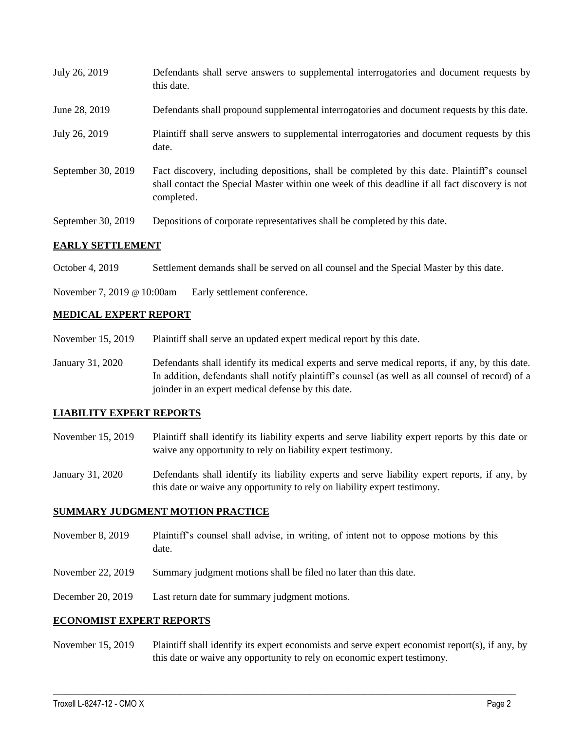| | |
|---|---|
| July 26, 2019 | Defendants shall serve answers to supplemental interrogatories and document requests by this date. |
| June 28, 2019 | Defendants shall propound supplemental interrogatories and document requests by this date. |
| July 26, 2019 | Plaintiff shall serve answers to supplemental interrogatories and document requests by this date. |
| September 30, 2019 | Fact discovery, including depositions, shall be completed by this date. Plaintiff's counsel shall contact the Special Master within one week of this deadline if all fact discovery is not completed. |
| September 30, 2019 | Depositions of corporate representatives shall be completed by this date. |

## EARLY SETTLEMENT

| | |
|---|---|
| October 4, 2019 | Settlement demands shall be served on all counsel and the Special Master by this date. |
| November 7, 2019 @ 10:00am | Early settlement conference. |

## MEDICAL EXPERT REPORT

| | |
|---|---|
| November 15, 2019 | Plaintiff shall serve an updated expert medical report by this date. |
| January 31, 2020 | Defendants shall identify its medical experts and serve medical reports, if any, by this date. In addition, defendants shall notify plaintiff's counsel (as well as all counsel of record) of a joinder in an expert medical defense by this date. |

## LIABILITY EXPERT REPORTS

| | |
|---|---|
| November 15, 2019 | Plaintiff shall identify its liability experts and serve liability expert reports by this date or waive any opportunity to rely on liability expert testimony. |
| January 31, 2020 | Defendants shall identify its liability experts and serve liability expert reports, if any, by this date or waive any opportunity to rely on liability expert testimony. |

## SUMMARY JUDGMENT MOTION PRACTICE

| | |
|---|---|
| November 8, 2019 | Plaintiff's counsel shall advise, in writing, of intent not to oppose motions by this date. |
| November 22, 2019 | Summary judgment motions shall be filed no later than this date. |
| December 20, 2019 | Last return date for summary judgment motions. |

## ECONOMIST EXPERT REPORTS

| | |
|---|---|
| November 15, 2019 | Plaintiff shall identify its expert economists and serve expert economist report(s), if any, by this date or waive any opportunity to rely on economic expert testimony. |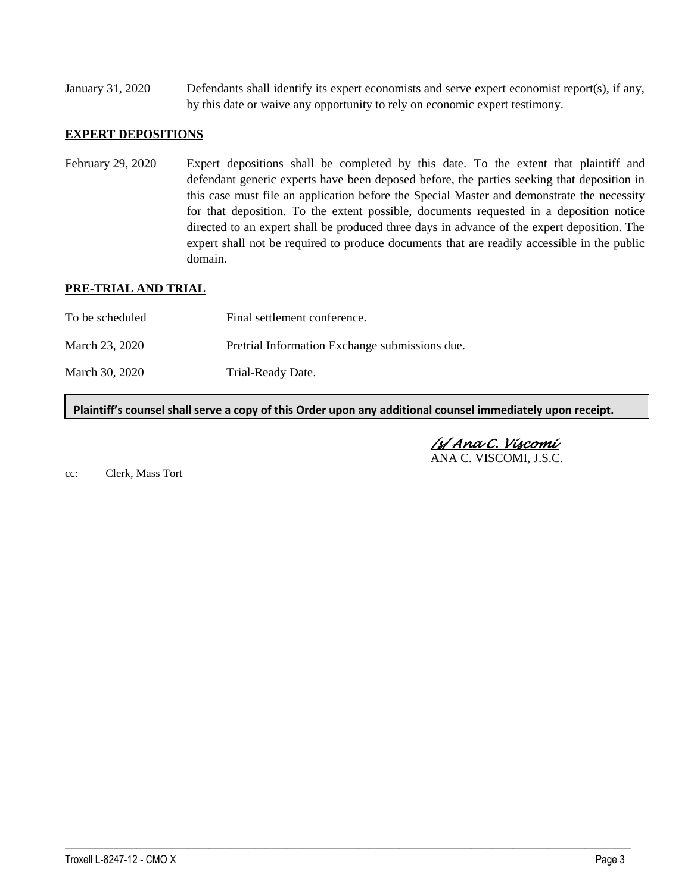| | |
|---|---|
| January 31, 2020 | Defendants shall identify its expert economists and serve expert economist report(s), if any, by this date or waive any opportunity to rely on economic expert testimony. |

**EXPERT DEPOSITIONS**

| | |
|---|---|
| February 29, 2020 | Expert depositions shall be completed by this date. To the extent that plaintiff and defendant generic experts have been deposed before, the parties seeking that deposition in this case must file an application before the Special Master and demonstrate the necessity for that deposition. To the extent possible, documents requested in a deposition notice directed to an expert shall be produced three days in advance of the expert deposition. The expert shall not be required to produce documents that are readily accessible in the public domain. |

**PRE-TRIAL AND TRIAL**

| | |
|---|---|
| To be scheduled | Final settlement conference. |
| March 23, 2020 | Pretrial Information Exchange submissions due. |
| March 30, 2020 | Trial-Ready Date. |

**Plaintiff's counsel shall serve a copy of this Order upon any additional counsel immediately upon receipt.**

*/s/ Ana C. Viscomi*
ANA C. VISCOMI, J.S.C.

cc: Clerk, Mass Tort